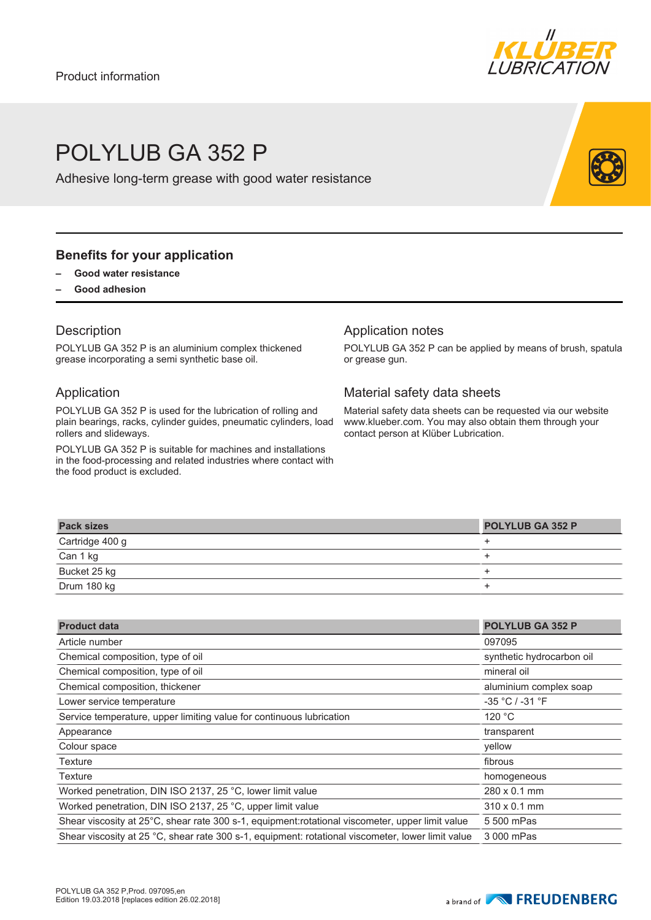Product information

# POLYLUB GA 352 P

Adhesive long-term grease with good water resistance

## Benefits for your application

- **Good water resistance**
- **Good adhesion**

### Description

POLYLUB GA 352 P is an aluminium complex thickened grease incorporating a semi synthetic base oil.

### Application

POLYLUB GA 352 P is used for the lubrication of rolling and plain bearings, racks, cylinder guides, pneumatic cylinders, load rollers and slideways.

POLYLUB GA 352 P is suitable for machines and installations in the food-processing and related industries where contact with the food product is excluded.

### Application notes

POLYLUB GA 352 P can be applied by means of brush, spatula or grease gun.

### Material safety data sheets

Material safety data sheets can be requested via our website www.klueber.com. You may also obtain them through your contact person at Klüber Lubrication.

| Pack sizes | POLYLUB GA 352 P |
|---|---|
| Cartridge 400 g | + |
| Can 1 kg | + |
| Bucket 25 kg | + |
| Drum 180 kg | + |

| Product data | POLYLUB GA 352 P |
|---|---|
| Article number | 097095 |
| Chemical composition, type of oil | synthetic hydrocarbon oil |
| Chemical composition, type of oil | mineral oil |
| Chemical composition, thickener | aluminium complex soap |
| Lower service temperature | -35 °C / -31 °F |
| Service temperature, upper limiting value for continuous lubrication | 120 °C |
| Appearance | transparent |
| Colour space | yellow |
| Texture | fibrous |
| Texture | homogeneous |
| Worked penetration, DIN ISO 2137, 25 °C, lower limit value | 280 x 0.1 mm |
| Worked penetration, DIN ISO 2137, 25 °C, upper limit value | 310 x 0.1 mm |
| Shear viscosity at 25°C, shear rate 300 s-1, equipment:rotational viscometer, upper limit value | 5 500 mPas |
| Shear viscosity at 25 °C, shear rate 300 s-1, equipment: rotational viscometer, lower limit value | 3 000 mPas |

POLYLUB GA 352 P,Prod. 097095,en
Edition 19.03.2018 [replaces edition 26.02.2018]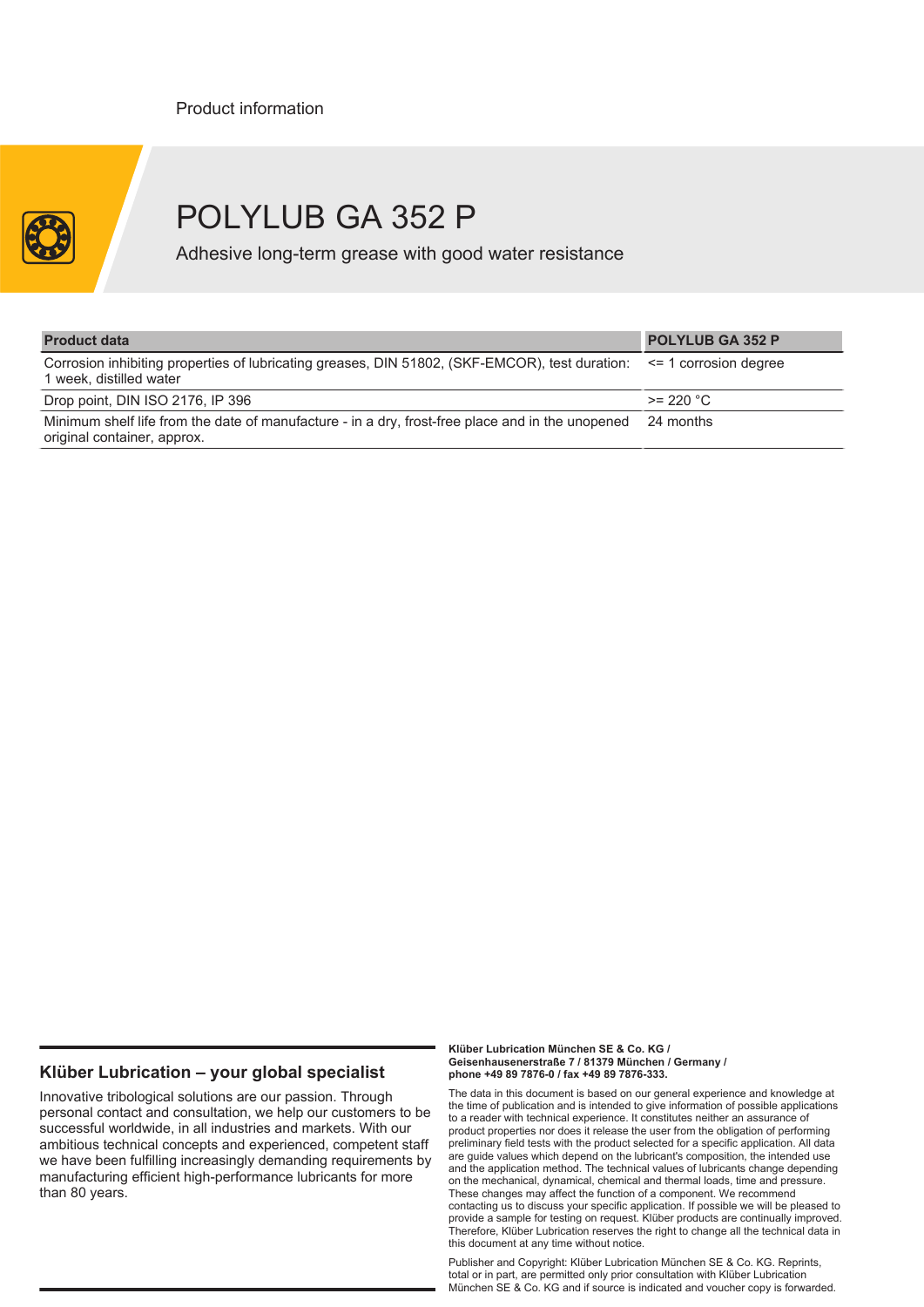Product information

# POLYLUB GA 352 P

Adhesive long-term grease with good water resistance

| Product data | POLYLUB GA 352 P |
| --- | --- |
| Corrosion inhibiting properties of lubricating greases, DIN 51802, (SKF-EMCOR), test duration: 1 week, distilled water | <= 1 corrosion degree |
| Drop point, DIN ISO 2176, IP 396 | >= 220 °C |
| Minimum shelf life from the date of manufacture - in a dry, frost-free place and in the unopened original container, approx. | 24 months |

## Klüber Lubrication – your global specialist

Innovative tribological solutions are our passion. Through personal contact and consultation, we help our customers to be successful worldwide, in all industries and markets. With our ambitious technical concepts and experienced, competent staff we have been fulfilling increasingly demanding requirements by manufacturing efficient high-performance lubricants for more than 80 years.

**Klüber Lubrication München SE & Co. KG / Geisenhausenerstraße 7 / 81379 München / Germany / phone +49 89 7876-0 / fax +49 89 7876-333.**

The data in this document is based on our general experience and knowledge at the time of publication and is intended to give information of possible applications to a reader with technical experience. It constitutes neither an assurance of product properties nor does it release the user from the obligation of performing preliminary field tests with the product selected for a specific application. All data are guide values which depend on the lubricant's composition, the intended use and the application method. The technical values of lubricants change depending on the mechanical, dynamical, chemical and thermal loads, time and pressure. These changes may affect the function of a component. We recommend contacting us to discuss your specific application. If possible we will be pleased to provide a sample for testing on request. Klüber products are continually improved. Therefore, Klüber Lubrication reserves the right to change all the technical data in this document at any time without notice.

Publisher and Copyright: Klüber Lubrication München SE & Co. KG. Reprints, total or in part, are permitted only prior consultation with Klüber Lubrication München SE & Co. KG and if source is indicated and voucher copy is forwarded.